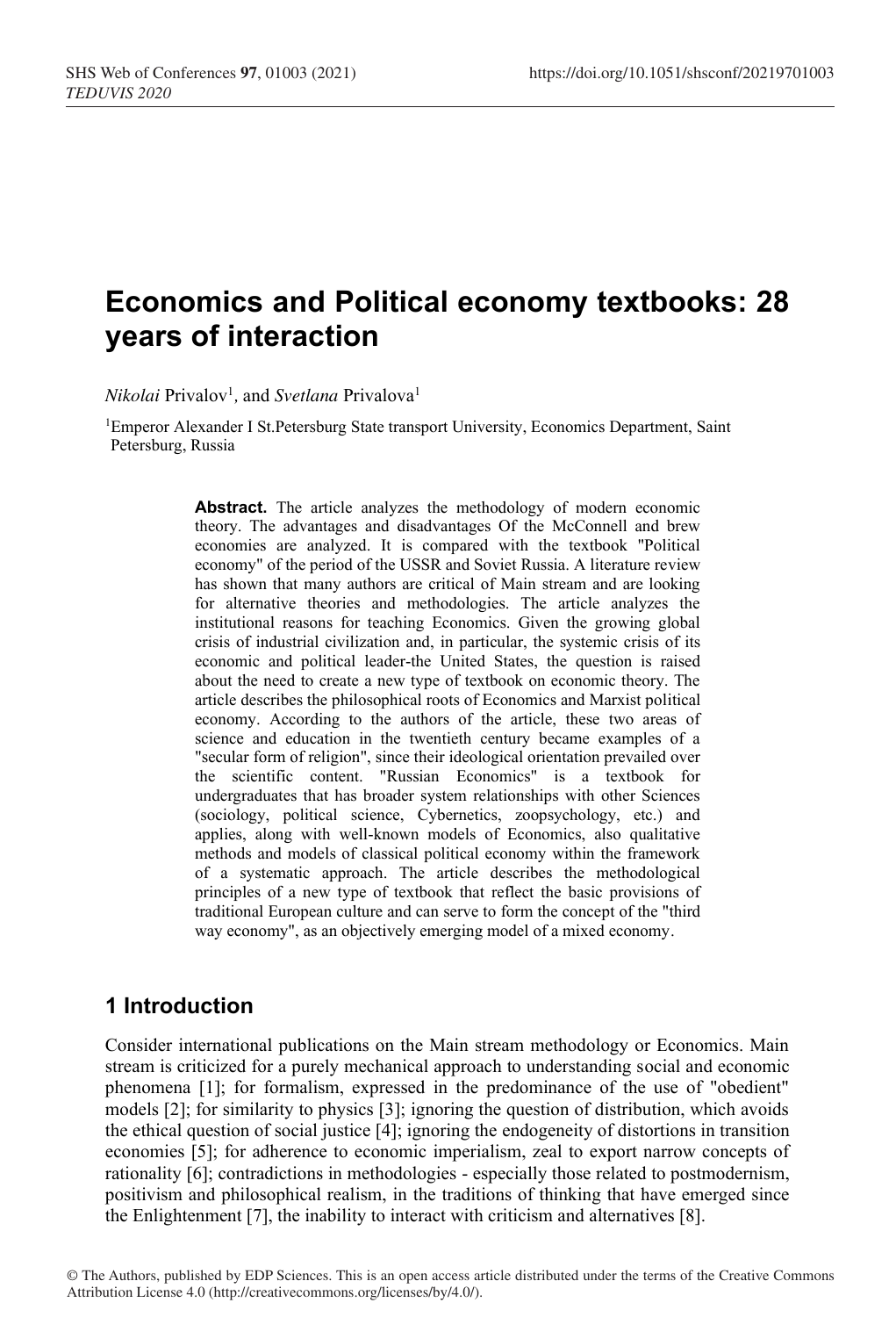# Economics and Political economy textbooks: 28 years of interaction

*Nikolai* Privalov[1], and *Svetlana* Privalova[1]

[1]Emperor Alexander I St.Petersburg State transport University, Economics Department, Saint Petersburg, Russia

**Abstract.** The article analyzes the methodology of modern economic theory. The advantages and disadvantages Of the McConnell and brew economies are analyzed. It is compared with the textbook "Political economy" of the period of the USSR and Soviet Russia. A literature review has shown that many authors are critical of Main stream and are looking for alternative theories and methodologies. The article analyzes the institutional reasons for teaching Economics. Given the growing global crisis of industrial civilization and, in particular, the systemic crisis of its economic and political leader-the United States, the question is raised about the need to create a new type of textbook on economic theory. The article describes the philosophical roots of Economics and Marxist political economy. According to the authors of the article, these two areas of science and education in the twentieth century became examples of a "secular form of religion", since their ideological orientation prevailed over the scientific content. "Russian Economics" is a textbook for undergraduates that has broader system relationships with other Sciences (sociology, political science, Cybernetics, zoopsychology, etc.) and applies, along with well-known models of Economics, also qualitative methods and models of classical political economy within the framework of a systematic approach. The article describes the methodological principles of a new type of textbook that reflect the basic provisions of traditional European culture and can serve to form the concept of the "third way economy", as an objectively emerging model of a mixed economy.

## 1 Introduction

Consider international publications on the Main stream methodology or Economics. Main stream is criticized for a purely mechanical approach to understanding social and economic phenomena [1]; for formalism, expressed in the predominance of the use of "obedient" models [2]; for similarity to physics [3]; ignoring the question of distribution, which avoids the ethical question of social justice [4]; ignoring the endogeneity of distortions in transition economies [5]; for adherence to economic imperialism, zeal to export narrow concepts of rationality [6]; contradictions in methodologies - especially those related to postmodernism, positivism and philosophical realism, in the traditions of thinking that have emerged since the Enlightenment [7], the inability to interact with criticism and alternatives [8].

© The Authors, published by EDP Sciences. This is an open access article distributed under the terms of the Creative Commons Attribution License 4.0 (http://creativecommons.org/licenses/by/4.0/).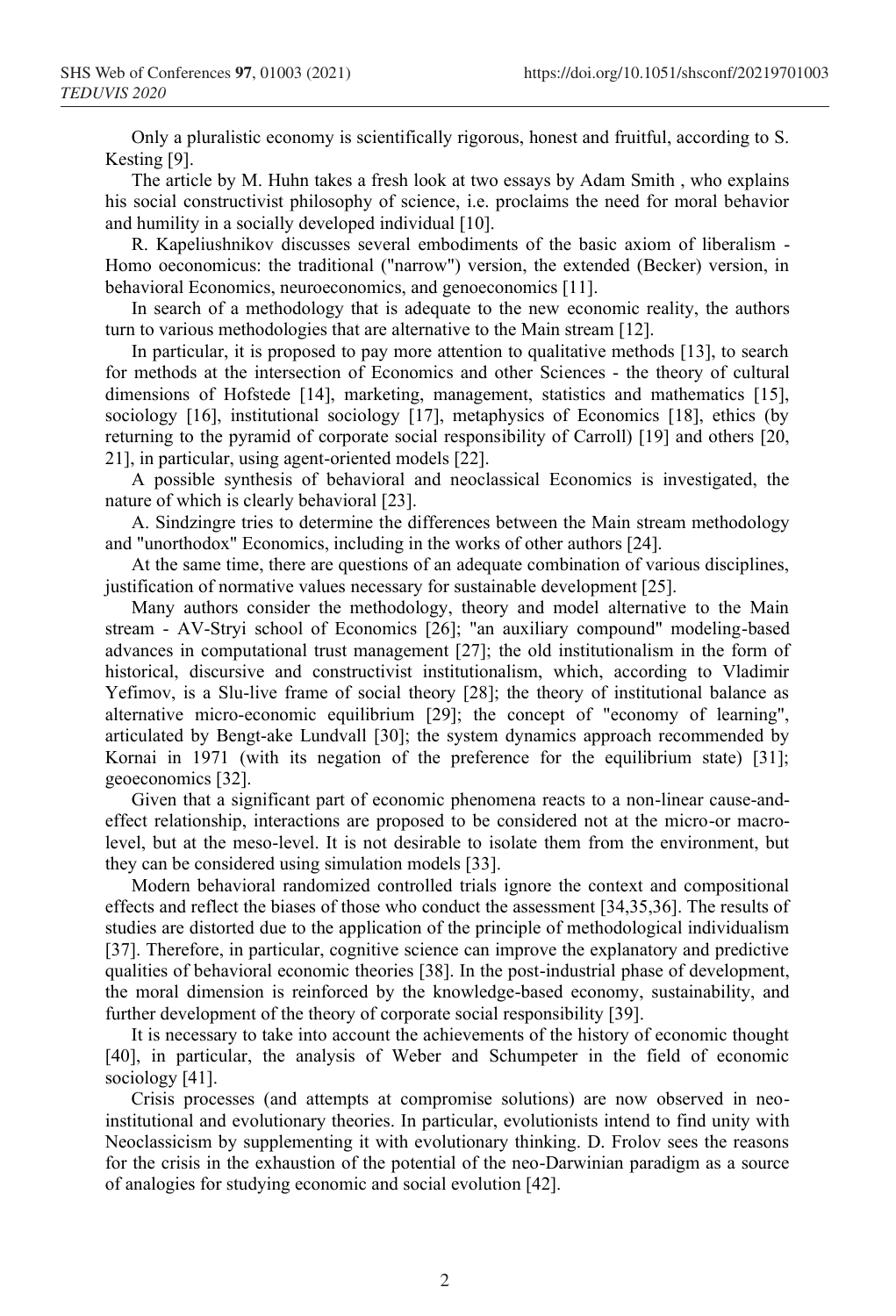Only a pluralistic economy is scientifically rigorous, honest and fruitful, according to S. Kesting [9].

The article by M. Huhn takes a fresh look at two essays by Adam Smith , who explains his social constructivist philosophy of science, i.e. proclaims the need for moral behavior and humility in a socially developed individual [10].

R. Kapeliushnikov discusses several embodiments of the basic axiom of liberalism - Homo oeconomicus: the traditional ("narrow") version, the extended (Becker) version, in behavioral Economics, neuroeconomics, and genoeconomics [11].

In search of a methodology that is adequate to the new economic reality, the authors turn to various methodologies that are alternative to the Main stream [12].

In particular, it is proposed to pay more attention to qualitative methods [13], to search for methods at the intersection of Economics and other Sciences - the theory of cultural dimensions of Hofstede [14], marketing, management, statistics and mathematics [15], sociology [16], institutional sociology [17], metaphysics of Economics [18], ethics (by returning to the pyramid of corporate social responsibility of Carroll) [19] and others [20, 21], in particular, using agent-oriented models [22].

A possible synthesis of behavioral and neoclassical Economics is investigated, the nature of which is clearly behavioral [23].

A. Sindzingre tries to determine the differences between the Main stream methodology and "unorthodox" Economics, including in the works of other authors [24].

At the same time, there are questions of an adequate combination of various disciplines, justification of normative values necessary for sustainable development [25].

Many authors consider the methodology, theory and model alternative to the Main stream - AV-Stryi school of Economics [26]; "an auxiliary compound" modeling-based advances in computational trust management [27]; the old institutionalism in the form of historical, discursive and constructivist institutionalism, which, according to Vladimir Yefimov, is a Slu-live frame of social theory [28]; the theory of institutional balance as alternative micro-economic equilibrium [29]; the concept of "economy of learning", articulated by Bengt-ake Lundvall [30]; the system dynamics approach recommended by Kornai in 1971 (with its negation of the preference for the equilibrium state) [31]; geoeconomics [32].

Given that a significant part of economic phenomena reacts to a non-linear cause-and-effect relationship, interactions are proposed to be considered not at the micro-or macro-level, but at the meso-level. It is not desirable to isolate them from the environment, but they can be considered using simulation models [33].

Modern behavioral randomized controlled trials ignore the context and compositional effects and reflect the biases of those who conduct the assessment [34,35,36]. The results of studies are distorted due to the application of the principle of methodological individualism [37]. Therefore, in particular, cognitive science can improve the explanatory and predictive qualities of behavioral economic theories [38]. In the post-industrial phase of development, the moral dimension is reinforced by the knowledge-based economy, sustainability, and further development of the theory of corporate social responsibility [39].

It is necessary to take into account the achievements of the history of economic thought [40], in particular, the analysis of Weber and Schumpeter in the field of economic sociology [41].

Crisis processes (and attempts at compromise solutions) are now observed in neo-institutional and evolutionary theories. In particular, evolutionists intend to find unity with Neoclassicism by supplementing it with evolutionary thinking. D. Frolov sees the reasons for the crisis in the exhaustion of the potential of the neo-Darwinian paradigm as a source of analogies for studying economic and social evolution [42].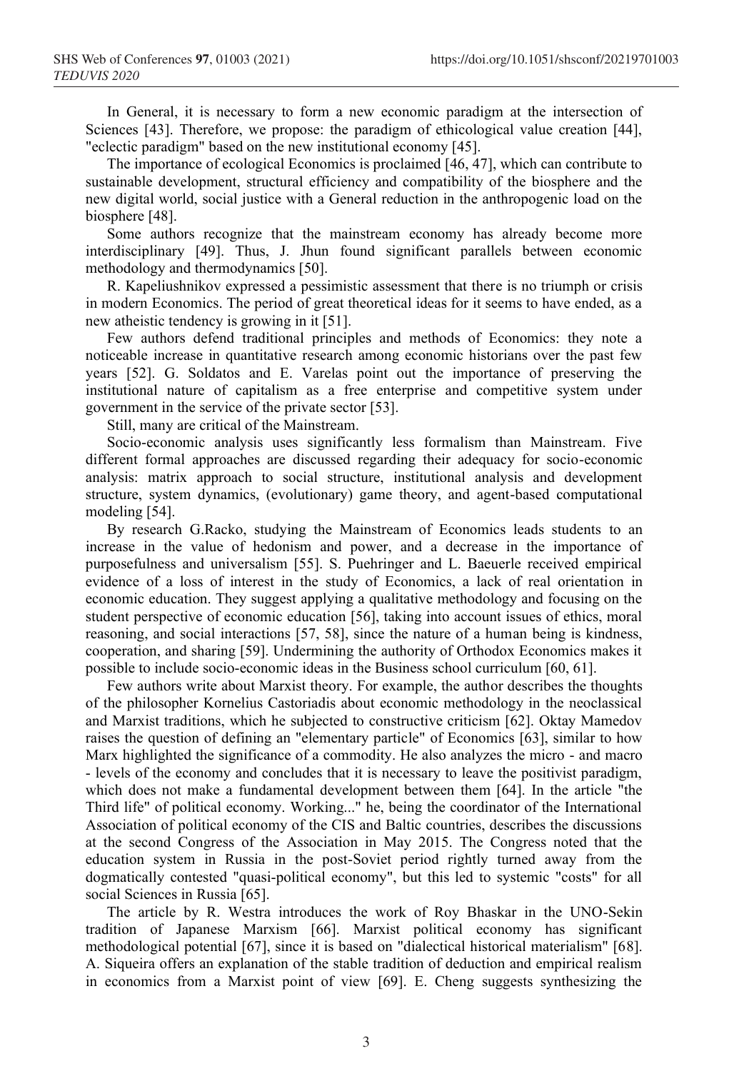In General, it is necessary to form a new economic paradigm at the intersection of Sciences [43]. Therefore, we propose: the paradigm of ethicological value creation [44], "eclectic paradigm" based on the new institutional economy [45].

The importance of ecological Economics is proclaimed [46, 47], which can contribute to sustainable development, structural efficiency and compatibility of the biosphere and the new digital world, social justice with a General reduction in the anthropogenic load on the biosphere [48].

Some authors recognize that the mainstream economy has already become more interdisciplinary [49]. Thus, J. Jhun found significant parallels between economic methodology and thermodynamics [50].

R. Kapeliushnikov expressed a pessimistic assessment that there is no triumph or crisis in modern Economics. The period of great theoretical ideas for it seems to have ended, as a new atheistic tendency is growing in it [51].

Few authors defend traditional principles and methods of Economics: they note a noticeable increase in quantitative research among economic historians over the past few years [52]. G. Soldatos and E. Varelas point out the importance of preserving the institutional nature of capitalism as a free enterprise and competitive system under government in the service of the private sector [53].

Still, many are critical of the Mainstream.

Socio-economic analysis uses significantly less formalism than Mainstream. Five different formal approaches are discussed regarding their adequacy for socio-economic analysis: matrix approach to social structure, institutional analysis and development structure, system dynamics, (evolutionary) game theory, and agent-based computational modeling [54].

By research G.Racko, studying the Mainstream of Economics leads students to an increase in the value of hedonism and power, and a decrease in the importance of purposefulness and universalism [55]. S. Puehringer and L. Baeuerle received empirical evidence of a loss of interest in the study of Economics, a lack of real orientation in economic education. They suggest applying a qualitative methodology and focusing on the student perspective of economic education [56], taking into account issues of ethics, moral reasoning, and social interactions [57, 58], since the nature of a human being is kindness, cooperation, and sharing [59]. Undermining the authority of Orthodox Economics makes it possible to include socio-economic ideas in the Business school curriculum [60, 61].

Few authors write about Marxist theory. For example, the author describes the thoughts of the philosopher Kornelius Castoriadis about economic methodology in the neoclassical and Marxist traditions, which he subjected to constructive criticism [62]. Oktay Mamedov raises the question of defining an "elementary particle" of Economics [63], similar to how Marx highlighted the significance of a commodity. He also analyzes the micro - and macro - levels of the economy and concludes that it is necessary to leave the positivist paradigm, which does not make a fundamental development between them [64]. In the article "the Third life" of political economy. Working..." he, being the coordinator of the International Association of political economy of the CIS and Baltic countries, describes the discussions at the second Congress of the Association in May 2015. The Congress noted that the education system in Russia in the post-Soviet period rightly turned away from the dogmatically contested "quasi-political economy", but this led to systemic "costs" for all social Sciences in Russia [65].

The article by R. Westra introduces the work of Roy Bhaskar in the UNO-Sekin tradition of Japanese Marxism [66]. Marxist political economy has significant methodological potential [67], since it is based on "dialectical historical materialism" [68]. A. Siqueira offers an explanation of the stable tradition of deduction and empirical realism in economics from a Marxist point of view [69]. E. Cheng suggests synthesizing the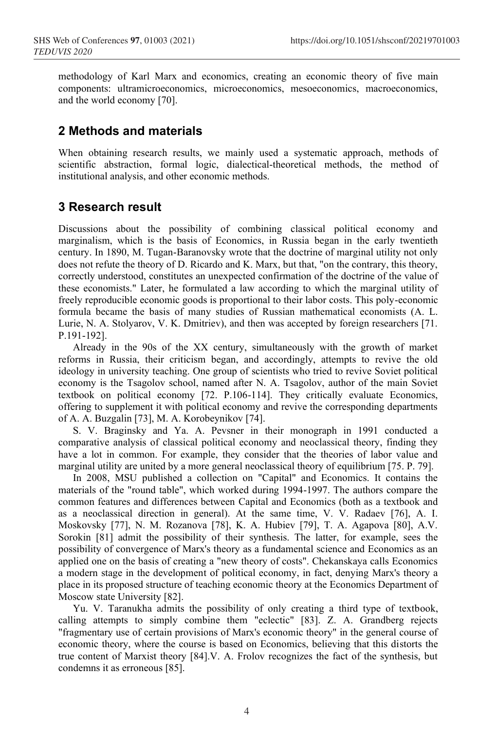methodology of Karl Marx and economics, creating an economic theory of five main components: ultramicroeconomics, microeconomics, mesoeconomics, macroeconomics, and the world economy [70].

## 2 Methods and materials

When obtaining research results, we mainly used a systematic approach, methods of scientific abstraction, formal logic, dialectical-theoretical methods, the method of institutional analysis, and other economic methods.

## 3 Research result

Discussions about the possibility of combining classical political economy and marginalism, which is the basis of Economics, in Russia began in the early twentieth century. In 1890, M. Tugan-Baranovsky wrote that the doctrine of marginal utility not only does not refute the theory of D. Ricardo and K. Marx, but that, "on the contrary, this theory, correctly understood, constitutes an unexpected confirmation of the doctrine of the value of these economists." Later, he formulated a law according to which the marginal utility of freely reproducible economic goods is proportional to their labor costs. This poly-economic formula became the basis of many studies of Russian mathematical economists (A. L. Lurie, N. A. Stolyarov, V. K. Dmitriev), and then was accepted by foreign researchers [71. P.191-192].

Already in the 90s of the XX century, simultaneously with the growth of market reforms in Russia, their criticism began, and accordingly, attempts to revive the old ideology in university teaching. One group of scientists who tried to revive Soviet political economy is the Tsagolov school, named after N. A. Tsagolov, author of the main Soviet textbook on political economy [72. P.106-114]. They critically evaluate Economics, offering to supplement it with political economy and revive the corresponding departments of A. A. Buzgalin [73], M. A. Korobeynikov [74].

S. V. Braginsky and Ya. A. Pevsner in their monograph in 1991 conducted a comparative analysis of classical political economy and neoclassical theory, finding they have a lot in common. For example, they consider that the theories of labor value and marginal utility are united by a more general neoclassical theory of equilibrium [75. P. 79].

In 2008, MSU published a collection on "Capital" and Economics. It contains the materials of the "round table", which worked during 1994-1997. The authors compare the common features and differences between Capital and Economics (both as a textbook and as a neoclassical direction in general). At the same time, V. V. Radaev [76], A. I. Moskovsky [77], N. M. Rozanova [78], K. A. Hubiev [79], T. A. Agapova [80], A.V. Sorokin [81] admit the possibility of their synthesis. The latter, for example, sees the possibility of convergence of Marx's theory as a fundamental science and Economics as an applied one on the basis of creating a "new theory of costs". Chekanskaya calls Economics a modern stage in the development of political economy, in fact, denying Marx's theory a place in its proposed structure of teaching economic theory at the Economics Department of Moscow state University [82].

Yu. V. Taranukha admits the possibility of only creating a third type of textbook, calling attempts to simply combine them "eclectic" [83]. Z. A. Grandberg rejects "fragmentary use of certain provisions of Marx's economic theory" in the general course of economic theory, where the course is based on Economics, believing that this distorts the true content of Marxist theory [84].V. A. Frolov recognizes the fact of the synthesis, but condemns it as erroneous [85].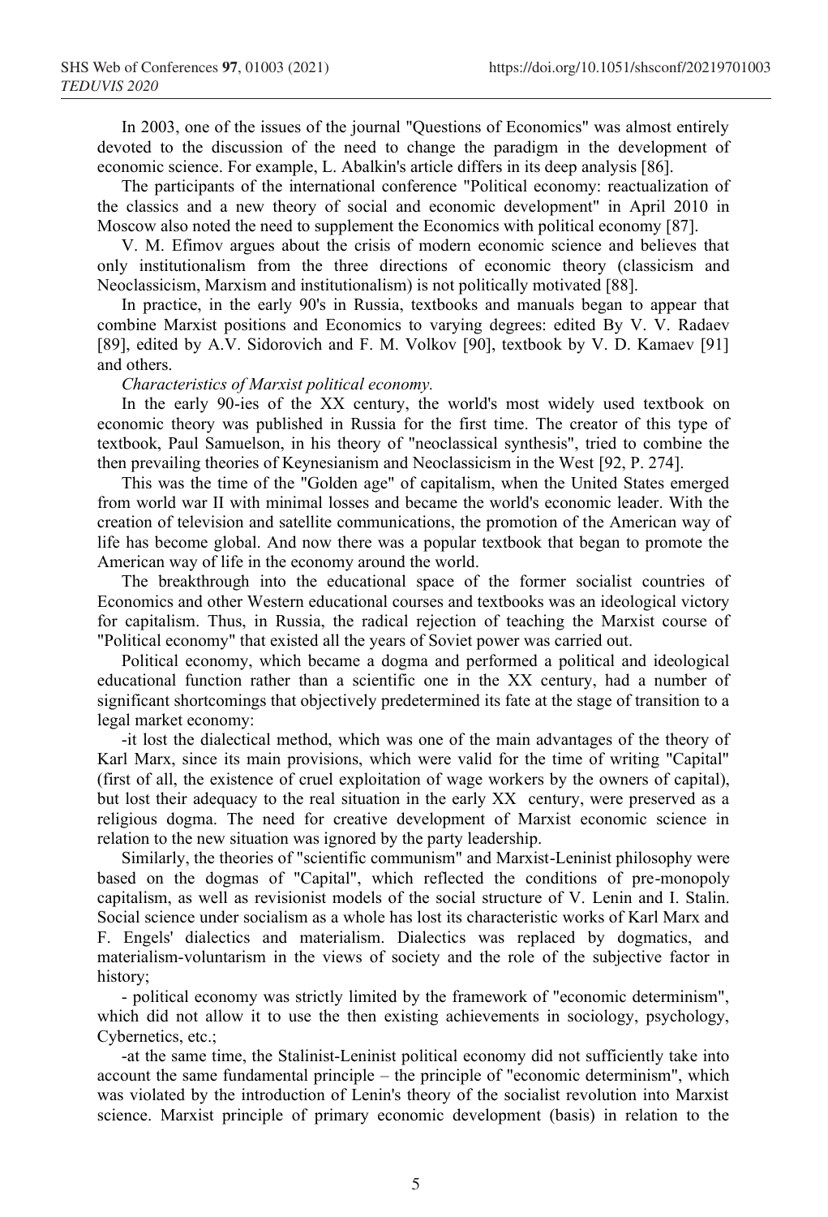In 2003, one of the issues of the journal "Questions of Economics" was almost entirely devoted to the discussion of the need to change the paradigm in the development of economic science. For example, L. Abalkin's article differs in its deep analysis [86].

The participants of the international conference "Political economy: reactualization of the classics and a new theory of social and economic development" in April 2010 in Moscow also noted the need to supplement the Economics with political economy [87].

V. M. Efimov argues about the crisis of modern economic science and believes that only institutionalism from the three directions of economic theory (classicism and Neoclassicism, Marxism and institutionalism) is not politically motivated [88].

In practice, in the early 90's in Russia, textbooks and manuals began to appear that combine Marxist positions and Economics to varying degrees: edited By V. V. Radaev [89], edited by A.V. Sidorovich and F. M. Volkov [90], textbook by V. D. Kamaev [91] and others.

*Characteristics of Marxist political economy.*

In the early 90-ies of the XX century, the world's most widely used textbook on economic theory was published in Russia for the first time. The creator of this type of textbook, Paul Samuelson, in his theory of "neoclassical synthesis", tried to combine the then prevailing theories of Keynesianism and Neoclassicism in the West [92, P. 274].

This was the time of the "Golden age" of capitalism, when the United States emerged from world war II with minimal losses and became the world's economic leader. With the creation of television and satellite communications, the promotion of the American way of life has become global. And now there was a popular textbook that began to promote the American way of life in the economy around the world.

The breakthrough into the educational space of the former socialist countries of Economics and other Western educational courses and textbooks was an ideological victory for capitalism. Thus, in Russia, the radical rejection of teaching the Marxist course of "Political economy" that existed all the years of Soviet power was carried out.

Political economy, which became a dogma and performed a political and ideological educational function rather than a scientific one in the XX century, had a number of significant shortcomings that objectively predetermined its fate at the stage of transition to a legal market economy:

-it lost the dialectical method, which was one of the main advantages of the theory of Karl Marx, since its main provisions, which were valid for the time of writing "Capital" (first of all, the existence of cruel exploitation of wage workers by the owners of capital), but lost their adequacy to the real situation in the early XX century, were preserved as a religious dogma. The need for creative development of Marxist economic science in relation to the new situation was ignored by the party leadership.

Similarly, the theories of "scientific communism" and Marxist-Leninist philosophy were based on the dogmas of "Capital", which reflected the conditions of pre-monopoly capitalism, as well as revisionist models of the social structure of V. Lenin and I. Stalin. Social science under socialism as a whole has lost its characteristic works of Karl Marx and F. Engels' dialectics and materialism. Dialectics was replaced by dogmatics, and materialism-voluntarism in the views of society and the role of the subjective factor in history;

- political economy was strictly limited by the framework of "economic determinism", which did not allow it to use the then existing achievements in sociology, psychology, Cybernetics, etc.;

-at the same time, the Stalinist-Leninist political economy did not sufficiently take into account the same fundamental principle – the principle of "economic determinism", which was violated by the introduction of Lenin's theory of the socialist revolution into Marxist science. Marxist principle of primary economic development (basis) in relation to the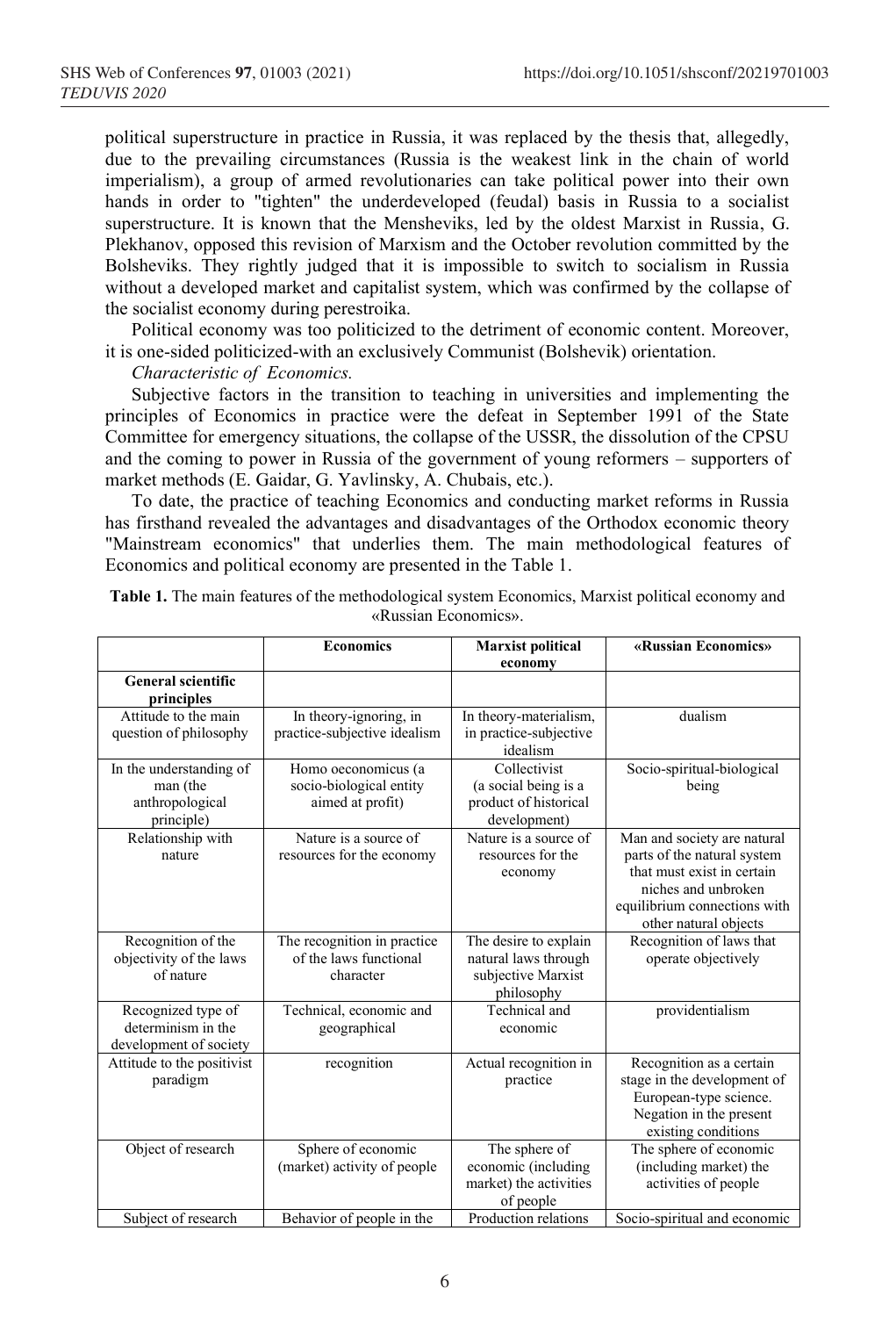political superstructure in practice in Russia, it was replaced by the thesis that, allegedly, due to the prevailing circumstances (Russia is the weakest link in the chain of world imperialism), a group of armed revolutionaries can take political power into their own hands in order to "tighten" the underdeveloped (feudal) basis in Russia to a socialist superstructure. It is known that the Mensheviks, led by the oldest Marxist in Russia, G. Plekhanov, opposed this revision of Marxism and the October revolution committed by the Bolsheviks. They rightly judged that it is impossible to switch to socialism in Russia without a developed market and capitalist system, which was confirmed by the collapse of the socialist economy during perestroika.

Political economy was too politicized to the detriment of economic content. Moreover, it is one-sided politicized-with an exclusively Communist (Bolshevik) orientation.

*Characteristic of Economics.*

Subjective factors in the transition to teaching in universities and implementing the principles of Economics in practice were the defeat in September 1991 of the State Committee for emergency situations, the collapse of the USSR, the dissolution of the CPSU and the coming to power in Russia of the government of young reformers – supporters of market methods (E. Gaidar, G. Yavlinsky, A. Chubais, etc.).

To date, the practice of teaching Economics and conducting market reforms in Russia has firsthand revealed the advantages and disadvantages of the Orthodox economic theory "Mainstream economics" that underlies them. The main methodological features of Economics and political economy are presented in the Table 1.

**Table 1.** The main features of the methodological system Economics, Marxist political economy and «Russian Economics».

| | **Economics** | **Marxist political economy** | **«Russian Economics»** |
|---|---|---|---|
| **General scientific principles** | | | |
| Attitude to the main question of philosophy | In theory-ignoring, in practice-subjective idealism | In theory-materialism, in practice-subjective idealism | dualism |
| In the understanding of man (the anthropological principle) | Homo oeconomicus (a socio-biological entity aimed at profit) | Collectivist (a social being is a product of historical development) | Socio-spiritual-biological being |
| Relationship with nature | Nature is a source of resources for the economy | Nature is a source of resources for the economy | Man and society are natural parts of the natural system that must exist in certain niches and unbroken equilibrium connections with other natural objects |
| Recognition of the objectivity of the laws of nature | The recognition in practice of the laws functional character | The desire to explain natural laws through subjective Marxist philosophy | Recognition of laws that operate objectively |
| Recognized type of determinism in the development of society | Technical, economic and geographical | Technical and economic | providentialism |
| Attitude to the positivist paradigm | recognition | Actual recognition in practice | Recognition as a certain stage in the development of European-type science. Negation in the present existing conditions |
| Object of research | Sphere of economic (market) activity of people | The sphere of economic (including market) the activities of people | The sphere of economic (including market) the activities of people |
| Subject of research | Behavior of people in the | Production relations | Socio-spiritual and economic |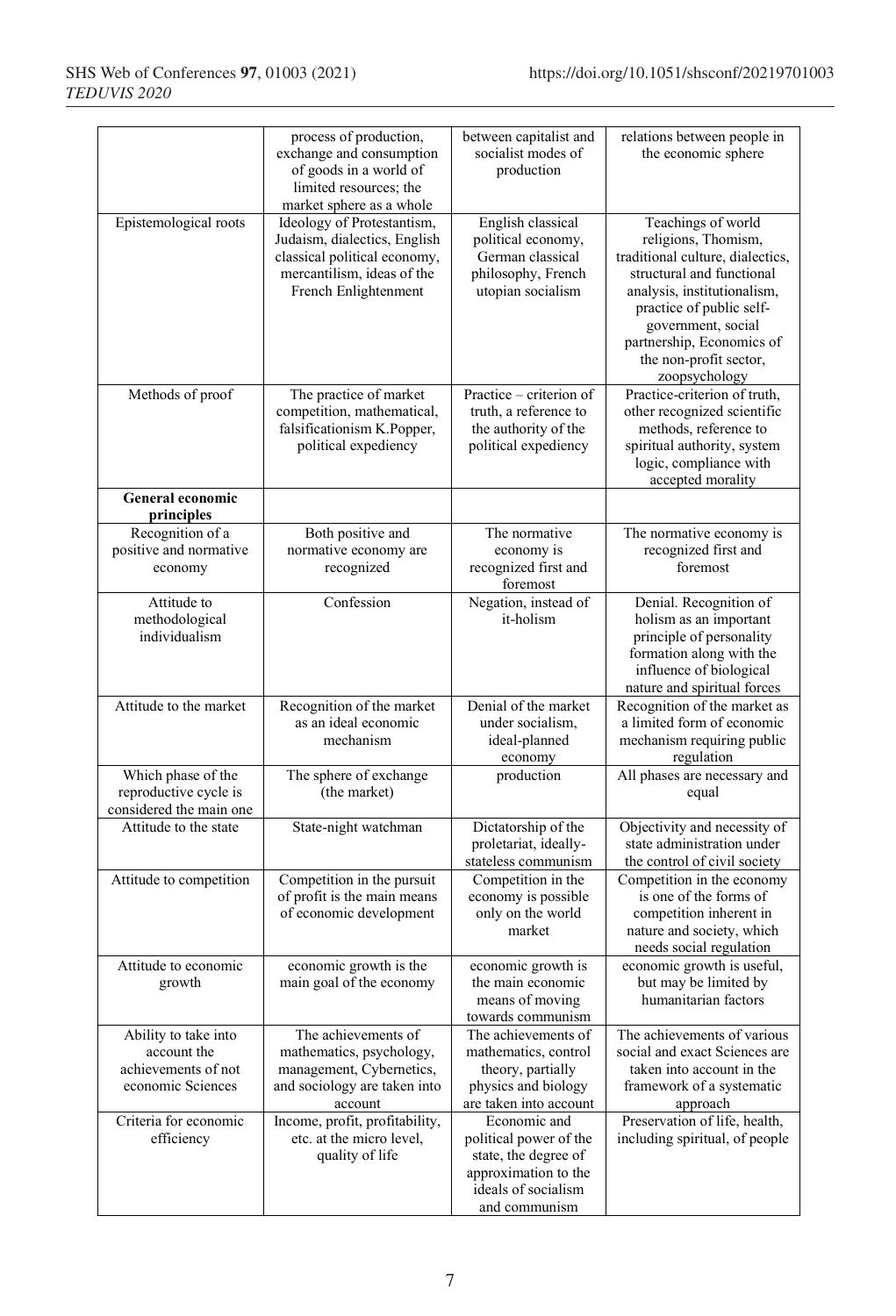| | | | |
|---|---|---|---|
| | process of production, exchange and consumption of goods in a world of limited resources; the market sphere as a whole | between capitalist and socialist modes of production | relations between people in the economic sphere |
| Epistemological roots | Ideology of Protestantism, Judaism, dialectics, English classical political economy, mercantilism, ideas of the French Enlightenment | English classical political economy, German classical philosophy, French utopian socialism | Teachings of world religions, Thomism, traditional culture, dialectics, structural and functional analysis, institutionalism, practice of public self-government, social partnership, Economics of the non-profit sector, zoopsychology |
| Methods of proof | The practice of market competition, mathematical, falsificationism K.Popper, political expediency | Practice – criterion of truth, a reference to the authority of the political expediency | Practice-criterion of truth, other recognized scientific methods, reference to spiritual authority, system logic, compliance with accepted morality |
| **General economic principles** | | | |
| Recognition of a positive and normative economy | Both positive and normative economy are recognized | The normative economy is recognized first and foremost | The normative economy is recognized first and foremost |
| Attitude to methodological individualism | Confession | Negation, instead of it-holism | Denial. Recognition of holism as an important principle of personality formation along with the influence of biological nature and spiritual forces |
| Attitude to the market | Recognition of the market as an ideal economic mechanism | Denial of the market under socialism, ideal-planned economy | Recognition of the market as a limited form of economic mechanism requiring public regulation |
| Which phase of the reproductive cycle is considered the main one | The sphere of exchange (the market) | production | All phases are necessary and equal |
| Attitude to the state | State-night watchman | Dictatorship of the proletariat, ideally-stateless communism | Objectivity and necessity of state administration under the control of civil society |
| Attitude to competition | Competition in the pursuit of profit is the main means of economic development | Competition in the economy is possible only on the world market | Competition in the economy is one of the forms of competition inherent in nature and society, which needs social regulation |
| Attitude to economic growth | economic growth is the main goal of the economy | economic growth is the main economic means of moving towards communism | economic growth is useful, but may be limited by humanitarian factors |
| Ability to take into account the achievements of not economic Sciences | The achievements of mathematics, psychology, management, Cybernetics, and sociology are taken into account | The achievements of mathematics, control theory, partially physics and biology are taken into account | The achievements of various social and exact Sciences are taken into account in the framework of a systematic approach |
| Criteria for economic efficiency | Income, profit, profitability, etc. at the micro level, quality of life | Economic and political power of the state, the degree of approximation to the ideals of socialism and communism | Preservation of life, health, including spiritual, of people |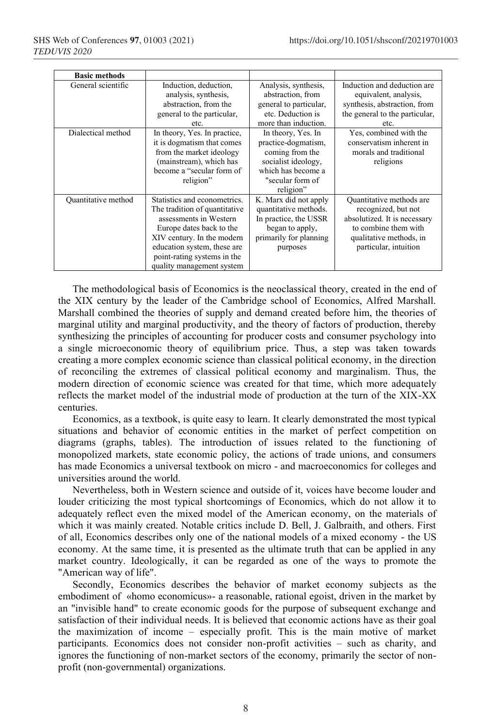| Basic methods | | | |
|---|---|---|---|
| General scientific | Induction, deduction, analysis, synthesis, abstraction, from the general to the particular, etc. | Analysis, synthesis, abstraction, from general to particular, etc. Deduction is more than induction. | Induction and deduction are equivalent, analysis, synthesis, abstraction, from the general to the particular, etc. |
| Dialectical method | In theory, Yes. In practice, it is dogmatism that comes from the market ideology (mainstream), which has become a "secular form of religion" | In theory, Yes. In practice-dogmatism, coming from the socialist ideology, which has become a "secular form of religion" | Yes, combined with the conservatism inherent in morals and traditional religions |
| Quantitative method | Statistics and econometrics. The tradition of quantitative assessments in Western Europe dates back to the XIV century. In the modern education system, these are point-rating systems in the quality management system | K. Marx did not apply quantitative methods. In practice, the USSR began to apply, primarily for planning purposes | Quantitative methods are recognized, but not absolutized. It is necessary to combine them with qualitative methods, in particular, intuition |

The methodological basis of Economics is the neoclassical theory, created in the end of the XIX century by the leader of the Cambridge school of Economics, Alfred Marshall. Marshall combined the theories of supply and demand created before him, the theories of marginal utility and marginal productivity, and the theory of factors of production, thereby synthesizing the principles of accounting for producer costs and consumer psychology into a single microeconomic theory of equilibrium price. Thus, a step was taken towards creating a more complex economic science than classical political economy, in the direction of reconciling the extremes of classical political economy and marginalism. Thus, the modern direction of economic science was created for that time, which more adequately reflects the market model of the industrial mode of production at the turn of the XIX-XX centuries.

Economics, as a textbook, is quite easy to learn. It clearly demonstrated the most typical situations and behavior of economic entities in the market of perfect competition on diagrams (graphs, tables). The introduction of issues related to the functioning of monopolized markets, state economic policy, the actions of trade unions, and consumers has made Economics a universal textbook on micro - and macroeconomics for colleges and universities around the world.

Nevertheless, both in Western science and outside of it, voices have become louder and louder criticizing the most typical shortcomings of Economics, which do not allow it to adequately reflect even the mixed model of the American economy, on the materials of which it was mainly created. Notable critics include D. Bell, J. Galbraith, and others. First of all, Economics describes only one of the national models of a mixed economy - the US economy. At the same time, it is presented as the ultimate truth that can be applied in any market country. Ideologically, it can be regarded as one of the ways to promote the "American way of life".

Secondly, Economics describes the behavior of market economy subjects as the embodiment of «homo economicus»- a reasonable, rational egoist, driven in the market by an "invisible hand" to create economic goods for the purpose of subsequent exchange and satisfaction of their individual needs. It is believed that economic actions have as their goal the maximization of income – especially profit. This is the main motive of market participants. Economics does not consider non-profit activities – such as charity, and ignores the functioning of non-market sectors of the economy, primarily the sector of non-profit (non-governmental) organizations.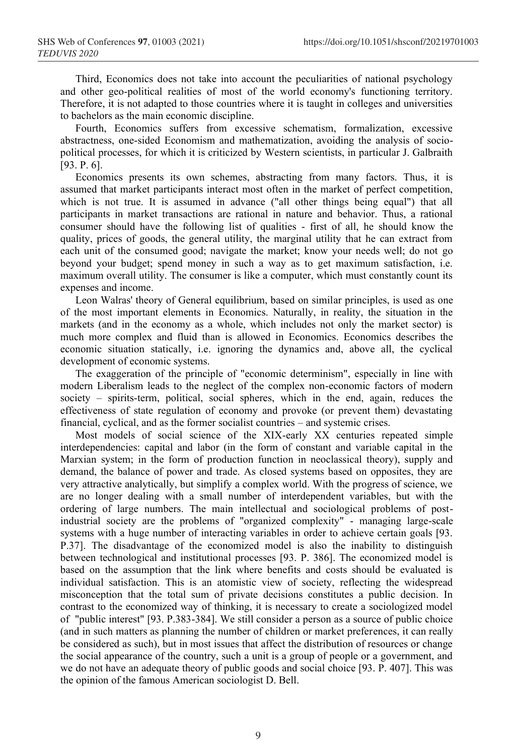Third, Economics does not take into account the peculiarities of national psychology and other geo-political realities of most of the world economy's functioning territory. Therefore, it is not adapted to those countries where it is taught in colleges and universities to bachelors as the main economic discipline.

Fourth, Economics suffers from excessive schematism, formalization, excessive abstractness, one-sided Economism and mathematization, avoiding the analysis of socio-political processes, for which it is criticized by Western scientists, in particular J. Galbraith [93. P. 6].

Economics presents its own schemes, abstracting from many factors. Thus, it is assumed that market participants interact most often in the market of perfect competition, which is not true. It is assumed in advance ("all other things being equal") that all participants in market transactions are rational in nature and behavior. Thus, a rational consumer should have the following list of qualities - first of all, he should know the quality, prices of goods, the general utility, the marginal utility that he can extract from each unit of the consumed good; navigate the market; know your needs well; do not go beyond your budget; spend money in such a way as to get maximum satisfaction, i.e. maximum overall utility. The consumer is like a computer, which must constantly count its expenses and income.

Leon Walras' theory of General equilibrium, based on similar principles, is used as one of the most important elements in Economics. Naturally, in reality, the situation in the markets (and in the economy as a whole, which includes not only the market sector) is much more complex and fluid than is allowed in Economics. Economics describes the economic situation statically, i.e. ignoring the dynamics and, above all, the cyclical development of economic systems.

The exaggeration of the principle of "economic determinism", especially in line with modern Liberalism leads to the neglect of the complex non-economic factors of modern society – spirits-term, political, social spheres, which in the end, again, reduces the effectiveness of state regulation of economy and provoke (or prevent them) devastating financial, cyclical, and as the former socialist countries – and systemic crises.

Most models of social science of the XIX-early XX centuries repeated simple interdependencies: capital and labor (in the form of constant and variable capital in the Marxian system; in the form of production function in neoclassical theory), supply and demand, the balance of power and trade. As closed systems based on opposites, they are very attractive analytically, but simplify a complex world. With the progress of science, we are no longer dealing with a small number of interdependent variables, but with the ordering of large numbers. The main intellectual and sociological problems of post-industrial society are the problems of "organized complexity" - managing large-scale systems with a huge number of interacting variables in order to achieve certain goals [93. P.37]. The disadvantage of the economized model is also the inability to distinguish between technological and institutional processes [93. P. 386]. The economized model is based on the assumption that the link where benefits and costs should be evaluated is individual satisfaction. This is an atomistic view of society, reflecting the widespread misconception that the total sum of private decisions constitutes a public decision. In contrast to the economized way of thinking, it is necessary to create a sociologized model of "public interest" [93. P.383-384]. We still consider a person as a source of public choice (and in such matters as planning the number of children or market preferences, it can really be considered as such), but in most issues that affect the distribution of resources or change the social appearance of the country, such a unit is a group of people or a government, and we do not have an adequate theory of public goods and social choice [93. P. 407]. This was the opinion of the famous American sociologist D. Bell.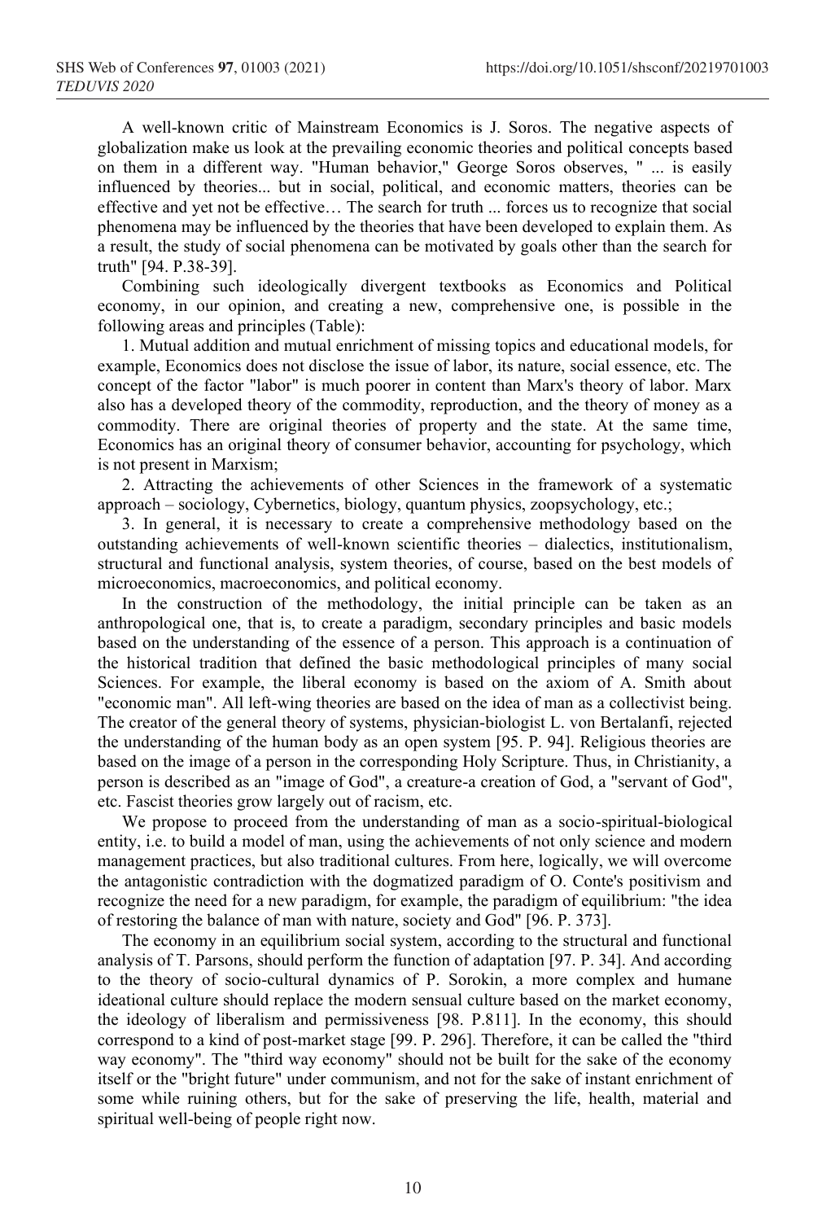A well-known critic of Mainstream Economics is J. Soros. The negative aspects of globalization make us look at the prevailing economic theories and political concepts based on them in a different way. "Human behavior," George Soros observes, " ... is easily influenced by theories... but in social, political, and economic matters, theories can be effective and yet not be effective… The search for truth ... forces us to recognize that social phenomena may be influenced by the theories that have been developed to explain them. As a result, the study of social phenomena can be motivated by goals other than the search for truth" [94. P.38-39].

Combining such ideologically divergent textbooks as Economics and Political economy, in our opinion, and creating a new, comprehensive one, is possible in the following areas and principles (Table):

1. Mutual addition and mutual enrichment of missing topics and educational models, for example, Economics does not disclose the issue of labor, its nature, social essence, etc. The concept of the factor "labor" is much poorer in content than Marx's theory of labor. Marx also has a developed theory of the commodity, reproduction, and the theory of money as a commodity. There are original theories of property and the state. At the same time, Economics has an original theory of consumer behavior, accounting for psychology, which is not present in Marxism;

2. Attracting the achievements of other Sciences in the framework of a systematic approach – sociology, Cybernetics, biology, quantum physics, zoopsychology, etc.;

3. In general, it is necessary to create a comprehensive methodology based on the outstanding achievements of well-known scientific theories – dialectics, institutionalism, structural and functional analysis, system theories, of course, based on the best models of microeconomics, macroeconomics, and political economy.

In the construction of the methodology, the initial principle can be taken as an anthropological one, that is, to create a paradigm, secondary principles and basic models based on the understanding of the essence of a person. This approach is a continuation of the historical tradition that defined the basic methodological principles of many social Sciences. For example, the liberal economy is based on the axiom of A. Smith about "economic man". All left-wing theories are based on the idea of man as a collectivist being. The creator of the general theory of systems, physician-biologist L. von Bertalanfi, rejected the understanding of the human body as an open system [95. P. 94]. Religious theories are based on the image of a person in the corresponding Holy Scripture. Thus, in Christianity, a person is described as an "image of God", a creature-a creation of God, a "servant of God", etc. Fascist theories grow largely out of racism, etc.

We propose to proceed from the understanding of man as a socio-spiritual-biological entity, i.e. to build a model of man, using the achievements of not only science and modern management practices, but also traditional cultures. From here, logically, we will overcome the antagonistic contradiction with the dogmatized paradigm of O. Conte's positivism and recognize the need for a new paradigm, for example, the paradigm of equilibrium: "the idea of restoring the balance of man with nature, society and God" [96. P. 373].

The economy in an equilibrium social system, according to the structural and functional analysis of T. Parsons, should perform the function of adaptation [97. P. 34]. And according to the theory of socio-cultural dynamics of P. Sorokin, a more complex and humane ideational culture should replace the modern sensual culture based on the market economy, the ideology of liberalism and permissiveness [98. P.811]. In the economy, this should correspond to a kind of post-market stage [99. P. 296]. Therefore, it can be called the "third way economy". The "third way economy" should not be built for the sake of the economy itself or the "bright future" under communism, and not for the sake of instant enrichment of some while ruining others, but for the sake of preserving the life, health, material and spiritual well-being of people right now.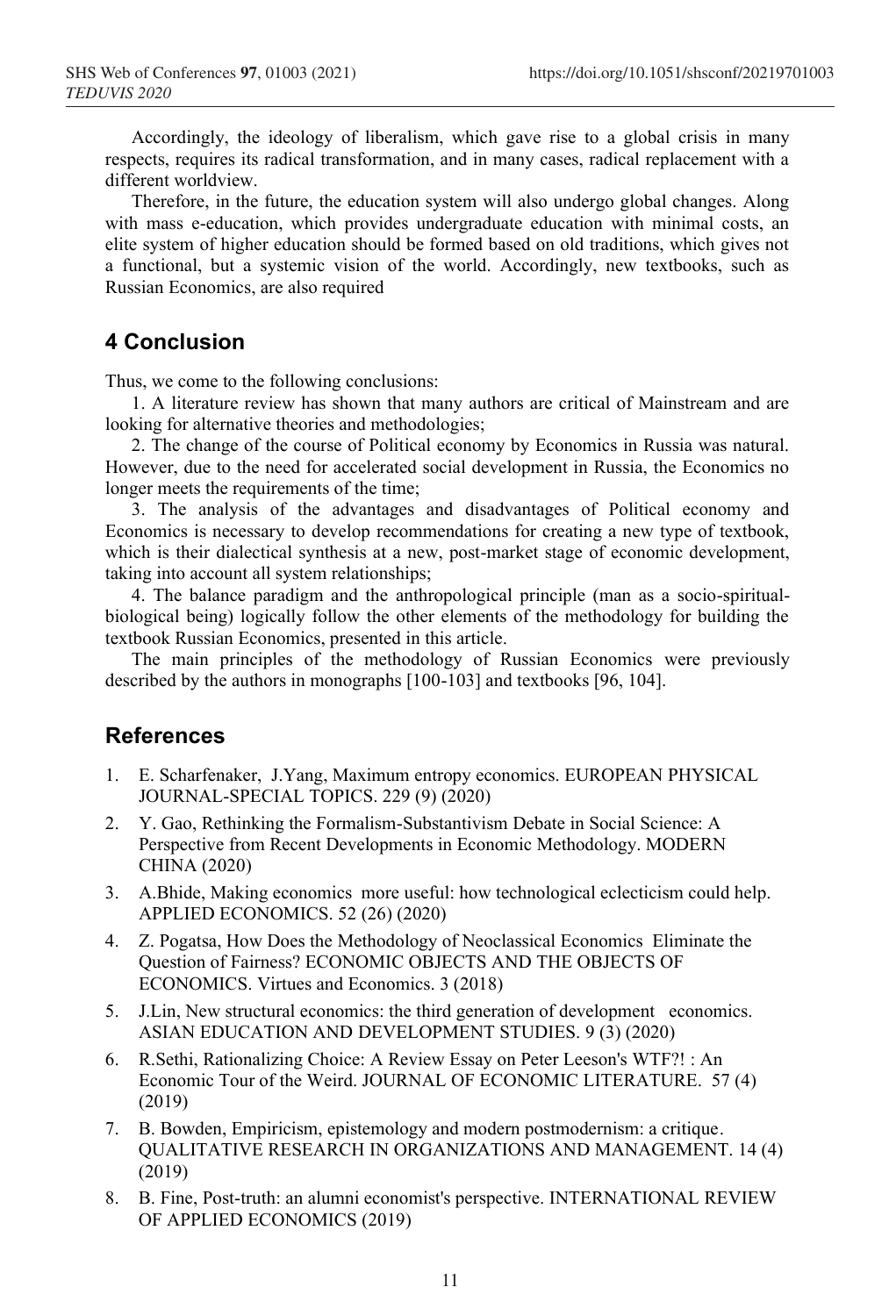Accordingly, the ideology of liberalism, which gave rise to a global crisis in many respects, requires its radical transformation, and in many cases, radical replacement with a different worldview.

Therefore, in the future, the education system will also undergo global changes. Along with mass e-education, which provides undergraduate education with minimal costs, an elite system of higher education should be formed based on old traditions, which gives not a functional, but a systemic vision of the world. Accordingly, new textbooks, such as Russian Economics, are also required

## 4 Conclusion

Thus, we come to the following conclusions:

1. A literature review has shown that many authors are critical of Mainstream and are looking for alternative theories and methodologies;

2. The change of the course of Political economy by Economics in Russia was natural. However, due to the need for accelerated social development in Russia, the Economics no longer meets the requirements of the time;

3. The analysis of the advantages and disadvantages of Political economy and Economics is necessary to develop recommendations for creating a new type of textbook, which is their dialectical synthesis at a new, post-market stage of economic development, taking into account all system relationships;

4. The balance paradigm and the anthropological principle (man as a socio-spiritual-biological being) logically follow the other elements of the methodology for building the textbook Russian Economics, presented in this article.

The main principles of the methodology of Russian Economics were previously described by the authors in monographs [100-103] and textbooks [96, 104].

## References

1. E. Scharfenaker, J.Yang, Maximum entropy economics. EUROPEAN PHYSICAL JOURNAL-SPECIAL TOPICS. 229 (9) (2020)
2. Y. Gao, Rethinking the Formalism-Substantivism Debate in Social Science: A Perspective from Recent Developments in Economic Methodology. MODERN CHINA (2020)
3. A.Bhide, Making economics more useful: how technological eclecticism could help. APPLIED ECONOMICS. 52 (26) (2020)
4. Z. Pogatsa, How Does the Methodology of Neoclassical Economics Eliminate the Question of Fairness? ECONOMIC OBJECTS AND THE OBJECTS OF ECONOMICS. Virtues and Economics. 3 (2018)
5. J.Lin, New structural economics: the third generation of development economics. ASIAN EDUCATION AND DEVELOPMENT STUDIES. 9 (3) (2020)
6. R.Sethi, Rationalizing Choice: A Review Essay on Peter Leeson's WTF?! : An Economic Tour of the Weird. JOURNAL OF ECONOMIC LITERATURE. 57 (4) (2019)
7. B. Bowden, Empiricism, epistemology and modern postmodernism: a critique. QUALITATIVE RESEARCH IN ORGANIZATIONS AND MANAGEMENT. 14 (4) (2019)
8. B. Fine, Post-truth: an alumni economist's perspective. INTERNATIONAL REVIEW OF APPLIED ECONOMICS (2019)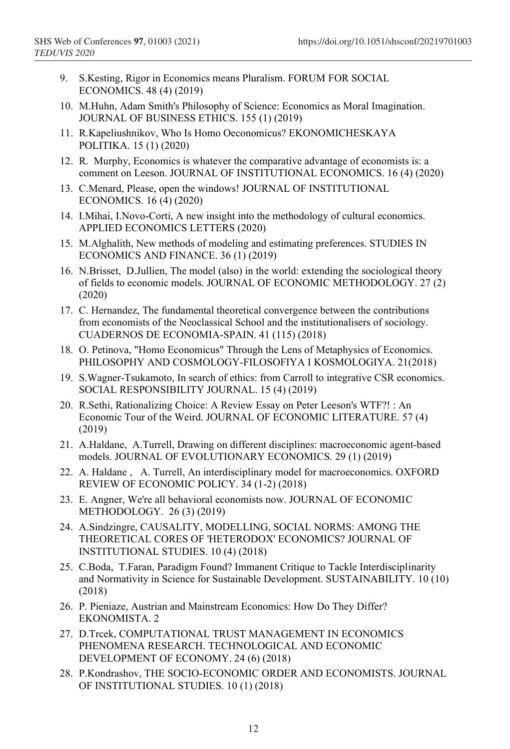9. S.Kesting, Rigor in Economics means Pluralism. FORUM FOR SOCIAL ECONOMICS. 48 (4) (2019)
10. M.Huhn, Adam Smith's Philosophy of Science: Economics as Moral Imagination. JOURNAL OF BUSINESS ETHICS. 155 (1) (2019)
11. R.Kapeliushnikov, Who Is Homo Oeconomicus? EKONOMICHESKAYA POLITIKA. 15 (1) (2020)
12. R. Murphy, Economics is whatever the comparative advantage of economists is: a comment on Leeson. JOURNAL OF INSTITUTIONAL ECONOMICS. 16 (4) (2020)
13. C.Menard, Please, open the windows! JOURNAL OF INSTITUTIONAL ECONOMICS. 16 (4) (2020)
14. I.Mihai, I.Novo-Corti, A new insight into the methodology of cultural economics. APPLIED ECONOMICS LETTERS (2020)
15. M.Alghalith, New methods of modeling and estimating preferences. STUDIES IN ECONOMICS AND FINANCE. 36 (1) (2019)
16. N.Brisset, D.Jullien, The model (also) in the world: extending the sociological theory of fields to economic models. JOURNAL OF ECONOMIC METHODOLOGY. 27 (2) (2020)
17. C. Hernandez, The fundamental theoretical convergence between the contributions from economists of the Neoclassical School and the institutionalisers of sociology. CUADERNOS DE ECONOMIA-SPAIN. 41 (115) (2018)
18. O. Petinova, "Homo Economicus" Through the Lens of Metaphysics of Economics. PHILOSOPHY AND COSMOLOGY-FILOSOFIYA I KOSMOLOGIYA. 21(2018)
19. S.Wagner-Tsukamoto, In search of ethics: from Carroll to integrative CSR economics. SOCIAL RESPONSIBILITY JOURNAL. 15 (4) (2019)
20. R.Sethi, Rationalizing Choice: A Review Essay on Peter Leeson's WTF?! : An Economic Tour of the Weird. JOURNAL OF ECONOMIC LITERATURE. 57 (4) (2019)
21. A.Haldane, A.Turrell, Drawing on different disciplines: macroeconomic agent-based models. JOURNAL OF EVOLUTIONARY ECONOMICS. 29 (1) (2019)
22. A. Haldane , A. Turrell, An interdisciplinary model for macroeconomics. OXFORD REVIEW OF ECONOMIC POLICY. 34 (1-2) (2018)
23. E. Angner, We're all behavioral economists now. JOURNAL OF ECONOMIC METHODOLOGY. 26 (3) (2019)
24. A.Sindzingre, CAUSALITY, MODELLING, SOCIAL NORMS: AMONG THE THEORETICAL CORES OF 'HETERODOX' ECONOMICS? JOURNAL OF INSTITUTIONAL STUDIES. 10 (4) (2018)
25. C.Boda, T.Faran, Paradigm Found? Immanent Critique to Tackle Interdisciplinarity and Normativity in Science for Sustainable Development. SUSTAINABILITY. 10 (10) (2018)
26. P. Pieniaze, Austrian and Mainstream Economics: How Do They Differ? EKONOMISTA. 2
27. D.Trcek, COMPUTATIONAL TRUST MANAGEMENT IN ECONOMICS PHENOMENA RESEARCH. TECHNOLOGICAL AND ECONOMIC DEVELOPMENT OF ECONOMY. 24 (6) (2018)
28. P.Kondrashov, THE SOCIO-ECONOMIC ORDER AND ECONOMISTS. JOURNAL OF INSTITUTIONAL STUDIES. 10 (1) (2018)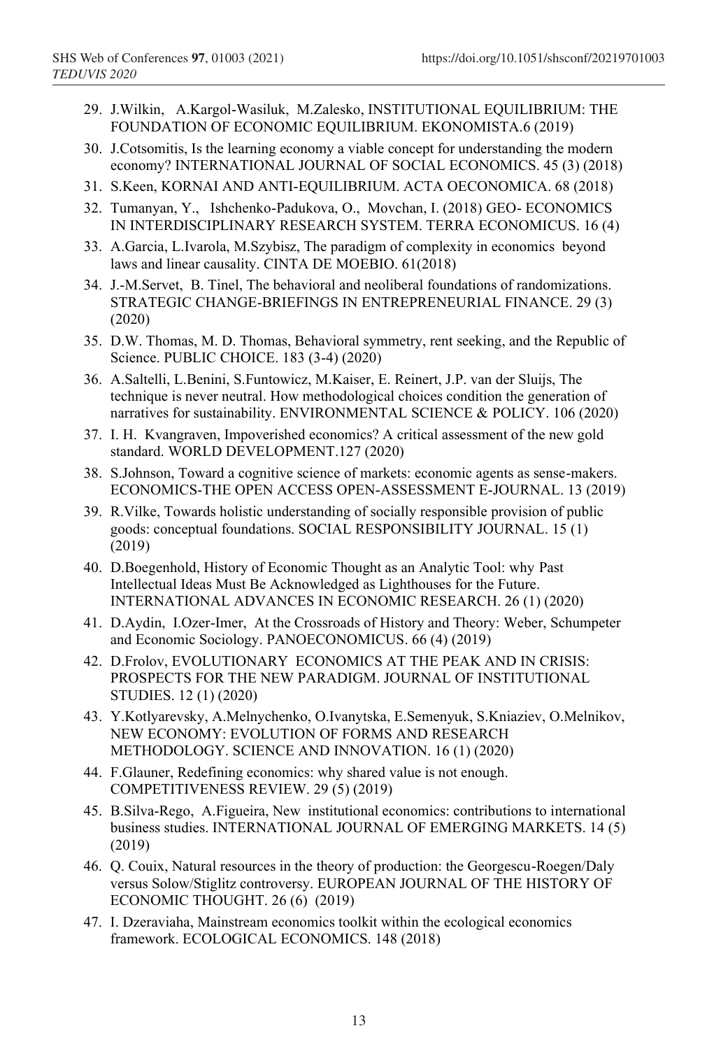29. J.Wilkin, A.Kargol-Wasiluk, M.Zalesko, INSTITUTIONAL EQUILIBRIUM: THE FOUNDATION OF ECONOMIC EQUILIBRIUM. EKONOMISTA.6 (2019)
30. J.Cotsomitis, Is the learning economy a viable concept for understanding the modern economy? INTERNATIONAL JOURNAL OF SOCIAL ECONOMICS. 45 (3) (2018)
31. S.Keen, KORNAI AND ANTI-EQUILIBRIUM. ACTA OECONOMICA. 68 (2018)
32. Tumanyan, Y., Ishchenko-Padukova, O., Movchan, I. (2018) GEO- ECONOMICS IN INTERDISCIPLINARY RESEARCH SYSTEM. TERRA ECONOMICUS. 16 (4)
33. A.Garcia, L.Ivarola, M.Szybisz, The paradigm of complexity in economics beyond laws and linear causality. CINTA DE MOEBIO. 61(2018)
34. J.-M.Servet, B. Tinel, The behavioral and neoliberal foundations of randomizations. STRATEGIC CHANGE-BRIEFINGS IN ENTREPRENEURIAL FINANCE. 29 (3) (2020)
35. D.W. Thomas, M. D. Thomas, Behavioral symmetry, rent seeking, and the Republic of Science. PUBLIC CHOICE. 183 (3-4) (2020)
36. A.Saltelli, L.Benini, S.Funtowicz, M.Kaiser, E. Reinert, J.P. van der Sluijs, The technique is never neutral. How methodological choices condition the generation of narratives for sustainability. ENVIRONMENTAL SCIENCE & POLICY. 106 (2020)
37. I. H. Kvangraven, Impoverished economics? A critical assessment of the new gold standard. WORLD DEVELOPMENT.127 (2020)
38. S.Johnson, Toward a cognitive science of markets: economic agents as sense-makers. ECONOMICS-THE OPEN ACCESS OPEN-ASSESSMENT E-JOURNAL. 13 (2019)
39. R.Vilke, Towards holistic understanding of socially responsible provision of public goods: conceptual foundations. SOCIAL RESPONSIBILITY JOURNAL. 15 (1) (2019)
40. D.Boegenhold, History of Economic Thought as an Analytic Tool: why Past Intellectual Ideas Must Be Acknowledged as Lighthouses for the Future. INTERNATIONAL ADVANCES IN ECONOMIC RESEARCH. 26 (1) (2020)
41. D.Aydin, I.Ozer-Imer, At the Crossroads of History and Theory: Weber, Schumpeter and Economic Sociology. PANOECONOMICUS. 66 (4) (2019)
42. D.Frolov, EVOLUTIONARY ECONOMICS AT THE PEAK AND IN CRISIS: PROSPECTS FOR THE NEW PARADIGM. JOURNAL OF INSTITUTIONAL STUDIES. 12 (1) (2020)
43. Y.Kotlyarevsky, A.Melnychenko, O.Ivanytska, E.Semenyuk, S.Kniaziev, O.Melnikov, NEW ECONOMY: EVOLUTION OF FORMS AND RESEARCH METHODOLOGY. SCIENCE AND INNOVATION. 16 (1) (2020)
44. F.Glauner, Redefining economics: why shared value is not enough. COMPETITIVENESS REVIEW. 29 (5) (2019)
45. B.Silva-Rego, A.Figueira, New institutional economics: contributions to international business studies. INTERNATIONAL JOURNAL OF EMERGING MARKETS. 14 (5) (2019)
46. Q. Couix, Natural resources in the theory of production: the Georgescu-Roegen/Daly versus Solow/Stiglitz controversy. EUROPEAN JOURNAL OF THE HISTORY OF ECONOMIC THOUGHT. 26 (6) (2019)
47. I. Dzeraviaha, Mainstream economics toolkit within the ecological economics framework. ECOLOGICAL ECONOMICS. 148 (2018)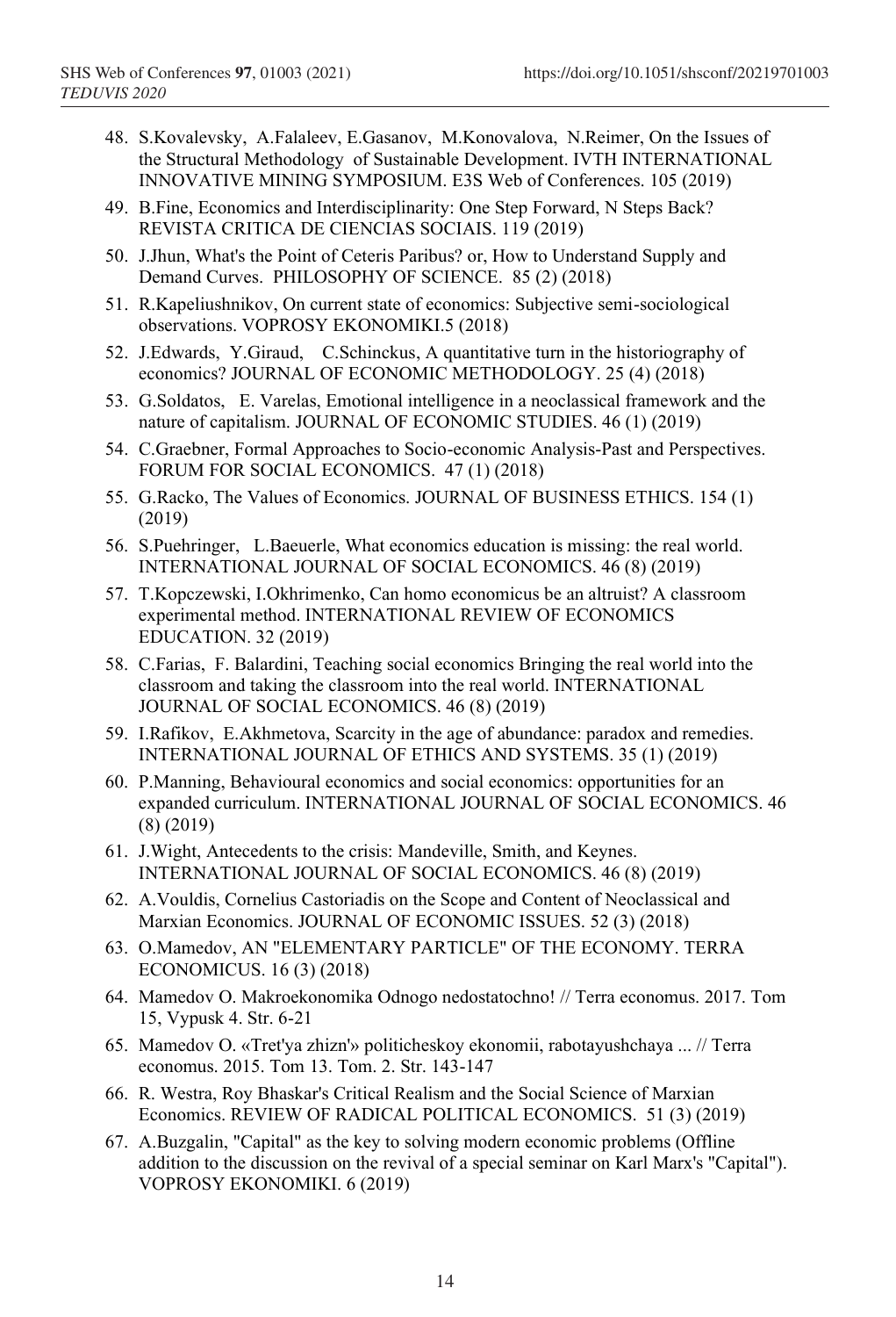48. S.Kovalevsky, A.Falaleev, E.Gasanov, M.Konovalova, N.Reimer, On the Issues of the Structural Methodology of Sustainable Development. IVTH INTERNATIONAL INNOVATIVE MINING SYMPOSIUM. E3S Web of Conferences. 105 (2019)
49. B.Fine, Economics and Interdisciplinarity: One Step Forward, N Steps Back? REVISTA CRITICA DE CIENCIAS SOCIAIS. 119 (2019)
50. J.Jhun, What's the Point of Ceteris Paribus? or, How to Understand Supply and Demand Curves. PHILOSOPHY OF SCIENCE. 85 (2) (2018)
51. R.Kapeliushnikov, On current state of economics: Subjective semi-sociological observations. VOPROSY EKONOMIKI.5 (2018)
52. J.Edwards, Y.Giraud, C.Schinckus, A quantitative turn in the historiography of economics? JOURNAL OF ECONOMIC METHODOLOGY. 25 (4) (2018)
53. G.Soldatos, E. Varelas, Emotional intelligence in a neoclassical framework and the nature of capitalism. JOURNAL OF ECONOMIC STUDIES. 46 (1) (2019)
54. C.Graebner, Formal Approaches to Socio-economic Analysis-Past and Perspectives. FORUM FOR SOCIAL ECONOMICS. 47 (1) (2018)
55. G.Racko, The Values of Economics. JOURNAL OF BUSINESS ETHICS. 154 (1) (2019)
56. S.Puehringer, L.Baeuerle, What economics education is missing: the real world. INTERNATIONAL JOURNAL OF SOCIAL ECONOMICS. 46 (8) (2019)
57. T.Kopczewski, I.Okhrimenko, Can homo economicus be an altruist? A classroom experimental method. INTERNATIONAL REVIEW OF ECONOMICS EDUCATION. 32 (2019)
58. C.Farias, F. Balardini, Teaching social economics Bringing the real world into the classroom and taking the classroom into the real world. INTERNATIONAL JOURNAL OF SOCIAL ECONOMICS. 46 (8) (2019)
59. I.Rafikov, E.Akhmetova, Scarcity in the age of abundance: paradox and remedies. INTERNATIONAL JOURNAL OF ETHICS AND SYSTEMS. 35 (1) (2019)
60. P.Manning, Behavioural economics and social economics: opportunities for an expanded curriculum. INTERNATIONAL JOURNAL OF SOCIAL ECONOMICS. 46 (8) (2019)
61. J.Wight, Antecedents to the crisis: Mandeville, Smith, and Keynes. INTERNATIONAL JOURNAL OF SOCIAL ECONOMICS. 46 (8) (2019)
62. A.Vouldis, Cornelius Castoriadis on the Scope and Content of Neoclassical and Marxian Economics. JOURNAL OF ECONOMIC ISSUES. 52 (3) (2018)
63. O.Mamedov, AN "ELEMENTARY PARTICLE" OF THE ECONOMY. TERRA ECONOMICUS. 16 (3) (2018)
64. Mamedov O. Makroekonomika Odnogo nedostatochno! // Terra economus. 2017. Tom 15, Vypusk 4. Str. 6-21
65. Mamedov O. «Tret'ya zhizn'» politicheskoy ekonomii, rabotayushchaya ... // Terra economus. 2015. Tom 13. Tom. 2. Str. 143-147
66. R. Westra, Roy Bhaskar's Critical Realism and the Social Science of Marxian Economics. REVIEW OF RADICAL POLITICAL ECONOMICS. 51 (3) (2019)
67. A.Buzgalin, "Capital" as the key to solving modern economic problems (Offline addition to the discussion on the revival of a special seminar on Karl Marx's "Capital"). VOPROSY EKONOMIKI. 6 (2019)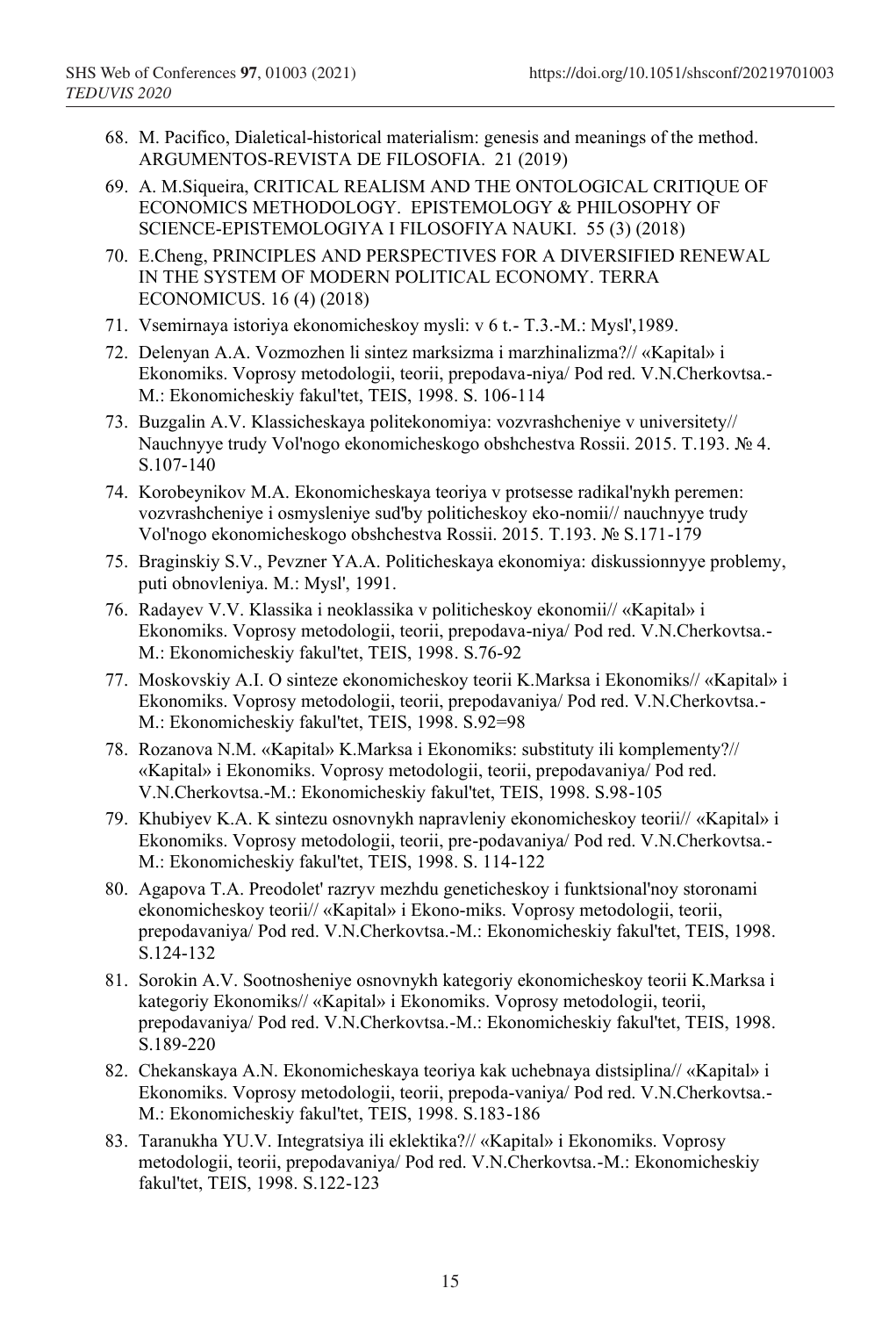68. M. Pacifico, Dialetical-historical materialism: genesis and meanings of the method. ARGUMENTOS-REVISTA DE FILOSOFIA. 21 (2019)
69. A. M.Siqueira, CRITICAL REALISM AND THE ONTOLOGICAL CRITIQUE OF ECONOMICS METHODOLOGY. EPISTEMOLOGY & PHILOSOPHY OF SCIENCE-EPISTEMOLOGIYA I FILOSOFIYA NAUKI. 55 (3) (2018)
70. E.Cheng, PRINCIPLES AND PERSPECTIVES FOR A DIVERSIFIED RENEWAL IN THE SYSTEM OF MODERN POLITICAL ECONOMY. TERRA ECONOMICUS. 16 (4) (2018)
71. Vsemirnaya istoriya ekonomicheskoy mysli: v 6 t.- T.3.-M.: Mysl',1989.
72. Delenyan A.A. Vozmozhen li sintez marksizma i marzhinalizma?// «Kapital» i Ekonomiks. Voprosy metodologii, teorii, prepodava-niya/ Pod red. V.N.Cherkovtsa.-M.: Ekonomicheskiy fakul'tet, TEIS, 1998. S. 106-114
73. Buzgalin A.V. Klassicheskaya politekonomiya: vozvrashcheniye v universitety// Nauchnyye trudy Vol'nogo ekonomicheskogo obshchestva Rossii. 2015. T.193. № 4. S.107-140
74. Korobeynikov M.A. Ekonomicheskaya teoriya v protsesse radikal'nykh peremen: vozvrashcheniye i osmysleniye sud'by politicheskoy eko-nomii// nauchnyye trudy Vol'nogo ekonomicheskogo obshchestva Rossii. 2015. T.193. № S.171-179
75. Braginskiy S.V., Pevzner YA.A. Politicheskaya ekonomiya: diskussionnyye problemy, puti obnovleniya. M.: Mysl', 1991.
76. Radayev V.V. Klassika i neoklassika v politicheskoy ekonomii// «Kapital» i Ekonomiks. Voprosy metodologii, teorii, prepodava-niya/ Pod red. V.N.Cherkovtsa.-M.: Ekonomicheskiy fakul'tet, TEIS, 1998. S.76-92
77. Moskovskiy A.I. O sinteze ekonomicheskoy teorii K.Marksa i Ekonomiks// «Kapital» i Ekonomiks. Voprosy metodologii, teorii, prepodavaniya/ Pod red. V.N.Cherkovtsa.-M.: Ekonomicheskiy fakul'tet, TEIS, 1998. S.92=98
78. Rozanova N.M. «Kapital» K.Marksa i Ekonomiks: substituty ili komplementy?// «Kapital» i Ekonomiks. Voprosy metodologii, teorii, prepodavaniya/ Pod red. V.N.Cherkovtsa.-M.: Ekonomicheskiy fakul'tet, TEIS, 1998. S.98-105
79. Khubiyev K.A. K sintezu osnovnykh napravleniy ekonomicheskoy teorii// «Kapital» i Ekonomiks. Voprosy metodologii, teorii, pre-podavaniya/ Pod red. V.N.Cherkovtsa.-M.: Ekonomicheskiy fakul'tet, TEIS, 1998. S. 114-122
80. Agapova T.A. Preodolet' razryv mezhdu geneticheskoy i funktsional'noy storonami ekonomicheskoy teorii// «Kapital» i Ekono-miks. Voprosy metodologii, teorii, prepodavaniya/ Pod red. V.N.Cherkovtsa.-M.: Ekonomicheskiy fakul'tet, TEIS, 1998. S.124-132
81. Sorokin A.V. Sootnosheniye osnovnykh kategoriy ekonomicheskoy teorii K.Marksa i kategoriy Ekonomiks// «Kapital» i Ekonomiks. Voprosy metodologii, teorii, prepodavaniya/ Pod red. V.N.Cherkovtsa.-M.: Ekonomicheskiy fakul'tet, TEIS, 1998. S.189-220
82. Chekanskaya A.N. Ekonomicheskaya teoriya kak uchebnaya distsiplina// «Kapital» i Ekonomiks. Voprosy metodologii, teorii, prepoda-vaniya/ Pod red. V.N.Cherkovtsa.-M.: Ekonomicheskiy fakul'tet, TEIS, 1998. S.183-186
83. Taranukha YU.V. Integratsiya ili eklektika?// «Kapital» i Ekonomiks. Voprosy metodologii, teorii, prepodavaniya/ Pod red. V.N.Cherkovtsa.-M.: Ekonomicheskiy fakul'tet, TEIS, 1998. S.122-123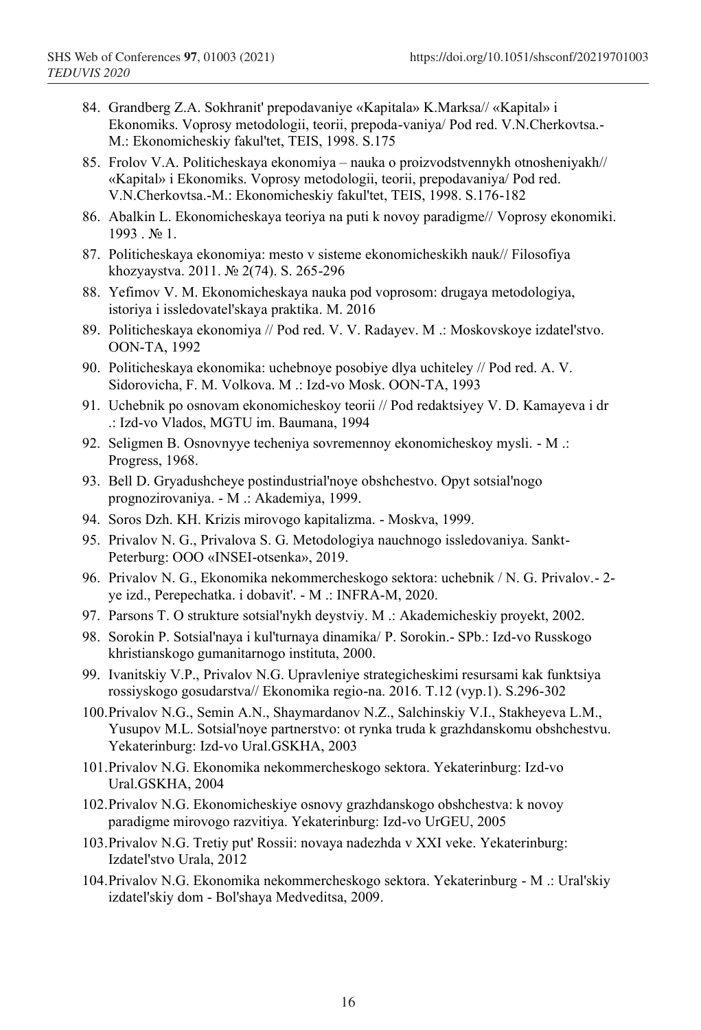84. Grandberg Z.A. Sokhranit' prepodavaniye «Kapitala» K.Marksa// «Kapital» i Ekonomiks. Voprosy metodologii, teorii, prepoda-vaniya/ Pod red. V.N.Cherkovtsa.- M.: Ekonomicheskiy fakul'tet, TEIS, 1998. S.175
85. Frolov V.A. Politicheskaya ekonomiya – nauka o proizvodstvennykh otnosheniyakh// «Kapital» i Ekonomiks. Voprosy metodologii, teorii, prepodavaniya/ Pod red. V.N.Cherkovtsa.-M.: Ekonomicheskiy fakul'tet, TEIS, 1998. S.176-182
86. Abalkin L. Ekonomicheskaya teoriya na puti k novoy paradigme// Voprosy ekonomiki. 1993 . № 1.
87. Politicheskaya ekonomiya: mesto v sisteme ekonomicheskikh nauk// Filosofiya khozyaystva. 2011. № 2(74). S. 265-296
88. Yefimov V. M. Ekonomicheskaya nauka pod voprosom: drugaya metodologiya, istoriya i issledovatel'skaya praktika. M. 2016
89. Politicheskaya ekonomiya // Pod red. V. V. Radayev. M .: Moskovskoye izdatel'stvo. OON-TA, 1992
90. Politicheskaya ekonomika: uchebnoye posobiye dlya uchiteley // Pod red. A. V. Sidorovicha, F. M. Volkova. M .: Izd-vo Mosk. OON-TA, 1993
91. Uchebnik po osnovam ekonomicheskoy teorii // Pod redaktsiyey V. D. Kamayeva i dr .: Izd-vo Vlados, MGTU im. Baumana, 1994
92. Seligmen B. Osnovnyye techeniya sovremennoy ekonomicheskoy mysli. - M .: Progress, 1968.
93. Bell D. Gryadushcheye postindustrial'noye obshchestvo. Opyt sotsial'nogo prognozirovaniya. - M .: Akademiya, 1999.
94. Soros Dzh. KH. Krizis mirovogo kapitalizma. - Moskva, 1999.
95. Privalov N. G., Privalova S. G. Metodologiya nauchnogo issledovaniya. Sankt-Peterburg: OOO «INSEI-otsenka», 2019.
96. Privalov N. G., Ekonomika nekommercheskogo sektora: uchebnik / N. G. Privalov.- 2-ye izd., Perepechatka. i dobavit'. - M .: INFRA-M, 2020.
97. Parsons T. O strukture sotsial'nykh deystviy. M .: Akademicheskiy proyekt, 2002.
98. Sorokin P. Sotsial'naya i kul'turnaya dinamika/ P. Sorokin.- SPb.: Izd-vo Russkogo khristianskogo gumanitarnogo instituta, 2000.
99. Ivanitskiy V.P., Privalov N.G. Upravleniye strategicheskimi resursami kak funktsiya rossiyskogo gosudarstva// Ekonomika regio-na. 2016. T.12 (vyp.1). S.296-302
100. Privalov N.G., Semin A.N., Shaymardanov N.Z., Salchinskiy V.I., Stakheyeva L.M., Yusupov M.L. Sotsial'noye partnerstvo: ot rynka truda k grazhdanskomu obshchestvu. Yekaterinburg: Izd-vo Ural.GSKHA, 2003
101. Privalov N.G. Ekonomika nekommercheskogo sektora. Yekaterinburg: Izd-vo Ural.GSKHA, 2004
102. Privalov N.G. Ekonomicheskiye osnovy grazhdanskogo obshchestva: k novoy paradigme mirovogo razvitiya. Yekaterinburg: Izd-vo UrGEU, 2005
103. Privalov N.G. Tretiy put' Rossii: novaya nadezhda v XXI veke. Yekaterinburg: Izdatel'stvo Urala, 2012
104. Privalov N.G. Ekonomika nekommercheskogo sektora. Yekaterinburg - M .: Ural'skiy izdatel'skiy dom - Bol'shaya Medveditsa, 2009.